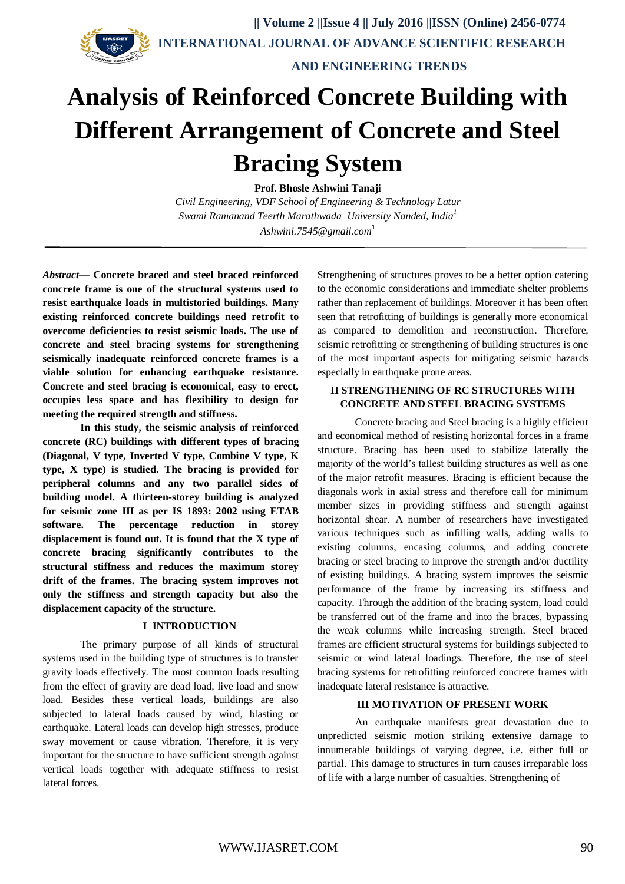# Analysis of Reinforced Concrete Building with Different Arrangement of Concrete and Steel Bracing System

**Prof. Bhosle Ashwini Tanaji**

*Civil Engineering, VDF School of Engineering & Technology Latur*
*Swami Ramanand Teerth Marathwada University Nanded, India*[1]
*Ashwini.7545@gmail.com*[1]

***Abstract*— Concrete braced and steel braced reinforced concrete frame is one of the structural systems used to resist earthquake loads in multistoried buildings. Many existing reinforced concrete buildings need retrofit to overcome deficiencies to resist seismic loads. The use of concrete and steel bracing systems for strengthening seismically inadequate reinforced concrete frames is a viable solution for enhancing earthquake resistance. Concrete and steel bracing is economical, easy to erect, occupies less space and has flexibility to design for meeting the required strength and stiffness.**

**In this study, the seismic analysis of reinforced concrete (RC) buildings with different types of bracing (Diagonal, V type, Inverted V type, Combine V type, K type, X type) is studied. The bracing is provided for peripheral columns and any two parallel sides of building model. A thirteen-storey building is analyzed for seismic zone III as per IS 1893: 2002 using ETAB software. The percentage reduction in storey displacement is found out. It is found that the X type of concrete bracing significantly contributes to the structural stiffness and reduces the maximum storey drift of the frames. The bracing system improves not only the stiffness and strength capacity but also the displacement capacity of the structure.**

## I INTRODUCTION

The primary purpose of all kinds of structural systems used in the building type of structures is to transfer gravity loads effectively. The most common loads resulting from the effect of gravity are dead load, live load and snow load. Besides these vertical loads, buildings are also subjected to lateral loads caused by wind, blasting or earthquake. Lateral loads can develop high stresses, produce sway movement or cause vibration. Therefore, it is very important for the structure to have sufficient strength against vertical loads together with adequate stiffness to resist lateral forces.

Strengthening of structures proves to be a better option catering to the economic considerations and immediate shelter problems rather than replacement of buildings. Moreover it has been often seen that retrofitting of buildings is generally more economical as compared to demolition and reconstruction. Therefore, seismic retrofitting or strengthening of building structures is one of the most important aspects for mitigating seismic hazards especially in earthquake prone areas.

## II STRENGTHENING OF RC STRUCTURES WITH CONCRETE AND STEEL BRACING SYSTEMS

Concrete bracing and Steel bracing is a highly efficient and economical method of resisting horizontal forces in a frame structure. Bracing has been used to stabilize laterally the majority of the world's tallest building structures as well as one of the major retrofit measures. Bracing is efficient because the diagonals work in axial stress and therefore call for minimum member sizes in providing stiffness and strength against horizontal shear. A number of researchers have investigated various techniques such as infilling walls, adding walls to existing columns, encasing columns, and adding concrete bracing or steel bracing to improve the strength and/or ductility of existing buildings. A bracing system improves the seismic performance of the frame by increasing its stiffness and capacity. Through the addition of the bracing system, load could be transferred out of the frame and into the braces, bypassing the weak columns while increasing strength. Steel braced frames are efficient structural systems for buildings subjected to seismic or wind lateral loadings. Therefore, the use of steel bracing systems for retrofitting reinforced concrete frames with inadequate lateral resistance is attractive.

## III MOTIVATION OF PRESENT WORK

An earthquake manifests great devastation due to unpredicted seismic motion striking extensive damage to innumerable buildings of varying degree, i.e. either full or partial. This damage to structures in turn causes irreparable loss of life with a large number of casualties. Strengthening of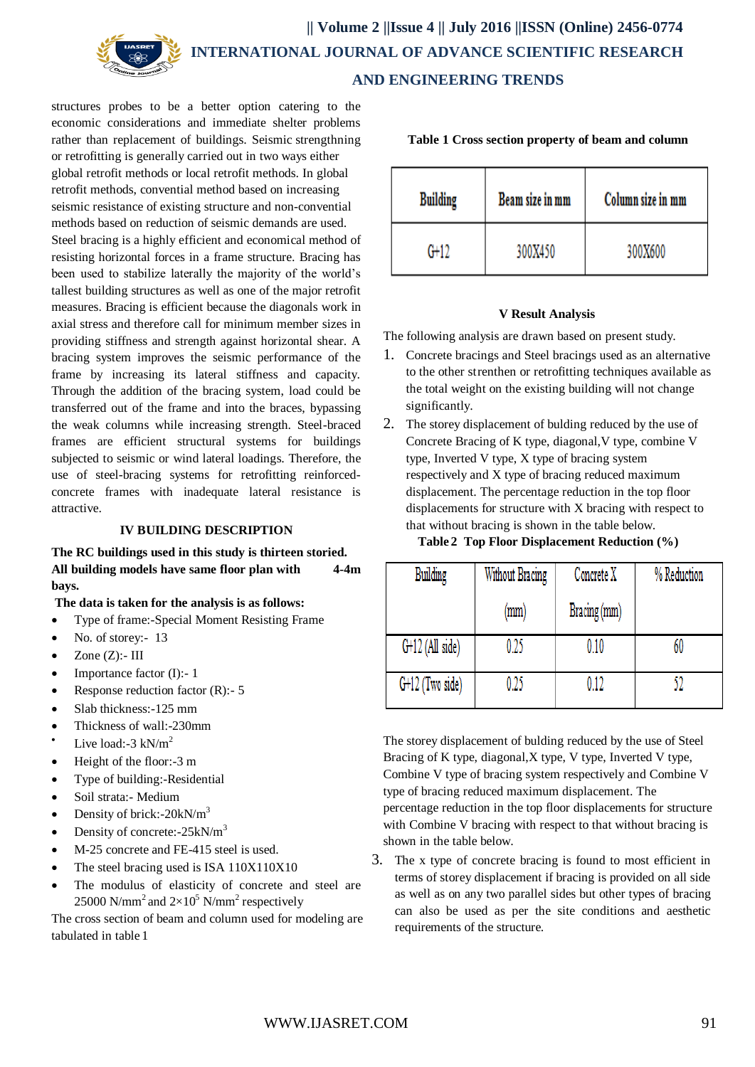structures probes to be a better option catering to the economic considerations and immediate shelter problems rather than replacement of buildings. Seismic strengthning or retrofitting is generally carried out in two ways either global retrofit methods or local retrofit methods. In global retrofit methods, convential method based on increasing seismic resistance of existing structure and non-convential methods based on reduction of seismic demands are used. Steel bracing is a highly efficient and economical method of resisting horizontal forces in a frame structure. Bracing has been used to stabilize laterally the majority of the world's tallest building structures as well as one of the major retrofit measures. Bracing is efficient because the diagonals work in axial stress and therefore call for minimum member sizes in providing stiffness and strength against horizontal shear. A bracing system improves the seismic performance of the frame by increasing its lateral stiffness and capacity. Through the addition of the bracing system, load could be transferred out of the frame and into the braces, bypassing the weak columns while increasing strength. Steel-braced frames are efficient structural systems for buildings subjected to seismic or wind lateral loadings. Therefore, the use of steel-bracing systems for retrofitting reinforced-concrete frames with inadequate lateral resistance is attractive.

## IV BUILDING DESCRIPTION

**The RC buildings used in this study is thirteen storied. All building models have same floor plan with 4-4m bays.**

**The data is taken for the analysis is as follows:**

- Type of frame:-Special Moment Resisting Frame
- No. of storey:- 13
- Zone (Z):- III
- Importance factor (I):- 1
- Response reduction factor (R):- 5
- Slab thickness:-125 mm
- Thickness of wall:-230mm
- Live load:-3 kN/m$^2$
- Height of the floor:-3 m
- Type of building:-Residential
- Soil strata:- Medium
- Density of brick:-20kN/m$^3$
- Density of concrete:-25kN/m$^3$
- M-25 concrete and FE-415 steel is used.
- The steel bracing used is ISA 110X110X10
- The modulus of elasticity of concrete and steel are 25000 N/mm$^2$ and $2\times10^5$ N/mm$^2$ respectively

The cross section of beam and column used for modeling are tabulated in table 1

**Table 1 Cross section property of beam and column**

| Building | Beam size in mm | Column size in mm |
|---|---|---|
| G+12 | 300X450 | 300X600 |

## V Result Analysis

The following analysis are drawn based on present study.

1. Concrete bracings and Steel bracings used as an alternative to the other strenthen or retrofitting techniques available as the total weight on the existing building will not change significantly.
2. The storey displacement of bulding reduced by the use of Concrete Bracing of K type, diagonal,V type, combine V type, Inverted V type, X type of bracing system respectively and X type of bracing reduced maximum displacement. The percentage reduction in the top floor displacements for structure with X bracing with respect to that without bracing is shown in the table below.

**Table 2 Top Floor Displacement Reduction (%)**

| Building | Without Bracing (mm) | Concrete X Bracing (mm) | % Reduction |
|---|---|---|---|
| G+12 (All side) | 0.25 | 0.10 | 60 |
| G+12 (Two side) | 0.25 | 0.12 | 52 |

The storey displacement of bulding reduced by the use of Steel Bracing of K type, diagonal,X type, V type, Inverted V type, Combine V type of bracing system respectively and Combine V type of bracing reduced maximum displacement. The percentage reduction in the top floor displacements for structure with Combine V bracing with respect to that without bracing is shown in the table below.

3. The x type of concrete bracing is found to most efficient in terms of storey displacement if bracing is provided on all side as well as on any two parallel sides but other types of bracing can also be used as per the site conditions and aesthetic requirements of the structure.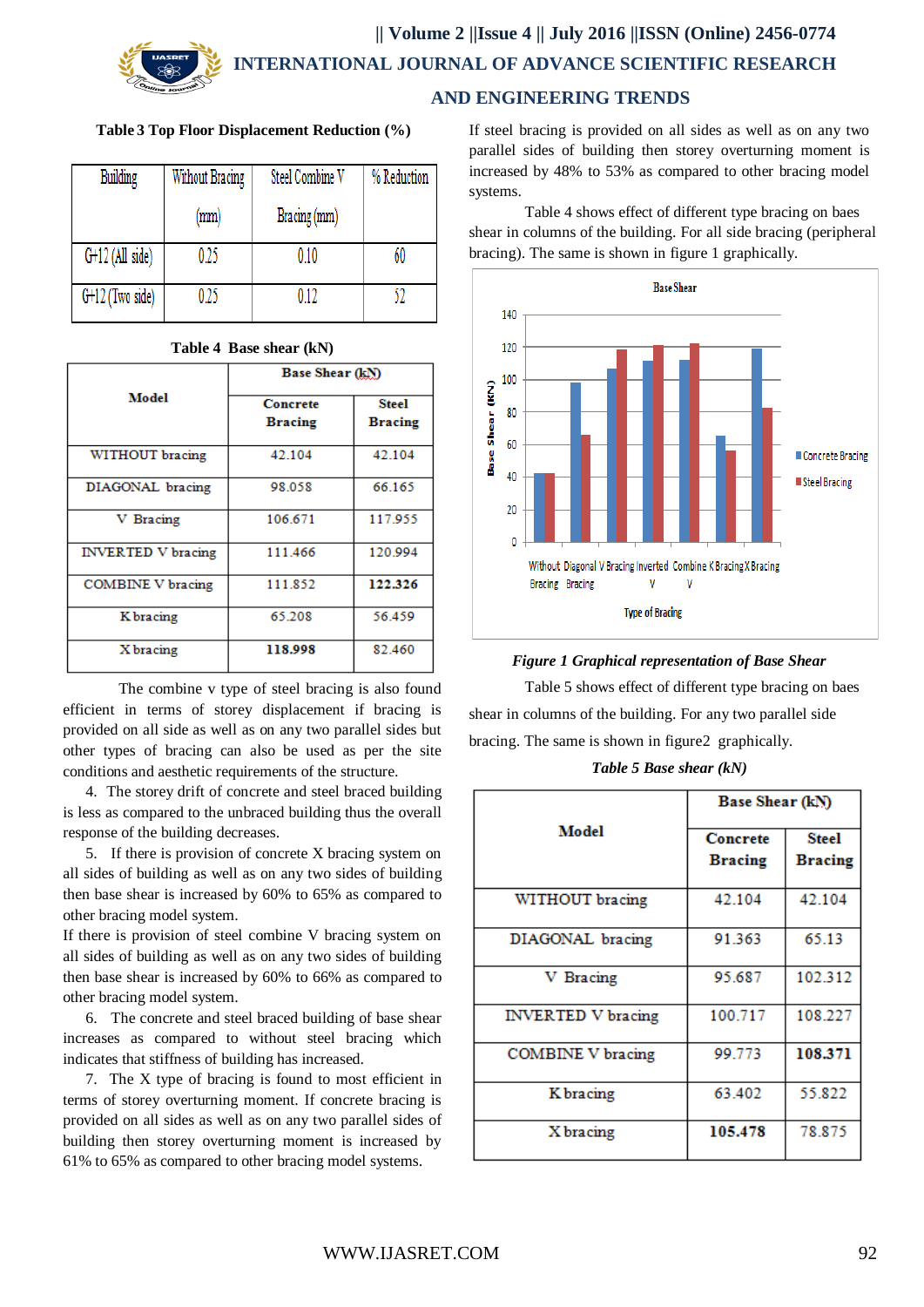**Table 3 Top Floor Displacement Reduction (%)**

| Building | Without Bracing (mm) | Steel Combine V Bracing (mm) | % Reduction |
|---|---|---|---|
| G+12 (All side) | 0.25 | 0.10 | 60 |
| G+12 (Two side) | 0.25 | 0.12 | 52 |

**Table 4 Base shear (kN)**

| Model | Base Shear (kN) | |
|---|---|---|
| | Concrete Bracing | Steel Bracing |
| WITHOUT bracing | 42.104 | 42.104 |
| DIAGONAL bracing | 98.058 | 66.165 |
| V Bracing | 106.671 | 117.955 |
| INVERTED V bracing | 111.466 | 120.994 |
| COMBINE V bracing | 111.852 | **122.326** |
| K bracing | 65.208 | 56.459 |
| X bracing | **118.998** | 82.460 |

The combine v type of steel bracing is also found efficient in terms of storey displacement if bracing is provided on all side as well as on any two parallel sides but other types of bracing can also be used as per the site conditions and aesthetic requirements of the structure.

4. The storey drift of concrete and steel braced building is less as compared to the unbraced building thus the overall response of the building decreases.

5. If there is provision of concrete X bracing system on all sides of building as well as on any two sides of building then base shear is increased by 60% to 65% as compared to other bracing model system.

If there is provision of steel combine V bracing system on all sides of building as well as on any two sides of building then base shear is increased by 60% to 66% as compared to other bracing model system.

6. The concrete and steel braced building of base shear increases as compared to without steel bracing which indicates that stiffness of building has increased.

7. The X type of bracing is found to most efficient in terms of storey overturning moment. If concrete bracing is provided on all sides as well as on any two parallel sides of building then storey overturning moment is increased by 61% to 65% as compared to other bracing model systems.

If steel bracing is provided on all sides as well as on any two parallel sides of building then storey overturning moment is increased by 48% to 53% as compared to other bracing model systems.

Table 4 shows effect of different type bracing on baes shear in columns of the building. For all side bracing (peripheral bracing). The same is shown in figure 1 graphically.

*Figure 1 Graphical representation of Base Shear*

Table 5 shows effect of different type bracing on baes shear in columns of the building. For any two parallel side bracing. The same is shown in figure2 graphically.

***Table 5 Base shear (kN)***

| Model | Base Shear (kN) | |
|---|---|---|
| | Concrete Bracing | Steel Bracing |
| WITHOUT bracing | 42.104 | 42.104 |
| DIAGONAL bracing | 91.363 | 65.13 |
| V Bracing | 95.687 | 102.312 |
| INVERTED V bracing | 100.717 | 108.227 |
| COMBINE V bracing | 99.773 | **108.371** |
| K bracing | 63.402 | 55.822 |
| X bracing | **105.478** | 78.875 |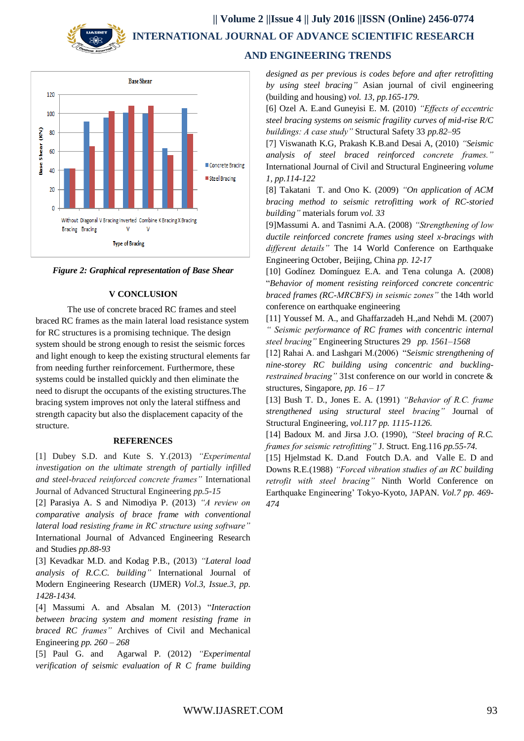Base Shear

Base Shear (KN)

120
100
80
60
40
20
0

Without Bracing
Diagonal Bracing
V Bracing
Inverted V
Combine V
K Bracing
X Bracing

Type of Bracing

Concrete Bracing
Steel Bracing

*Figure 2: Graphical representation of Base Shear*

## V CONCLUSION

The use of concrete braced RC frames and steel braced RC frames as the main lateral load resistance system for RC structures is a promising technique. The design system should be strong enough to resist the seismic forces and light enough to keep the existing structural elements far from needing further reinforcement. Furthermore, these systems could be installed quickly and then eliminate the need to disrupt the occupants of the existing structures.The bracing system improves not only the lateral stiffness and strength capacity but also the displacement capacity of the structure.

## REFERENCES

[1] Dubey S.D. and Kute S. Y.(2013) *"Experimental investigation on the ultimate strength of partially infilled and steel-braced reinforced concrete frames"* International Journal of Advanced Structural Engineering *pp.5-15*

[2] Parasiya A. S and Nimodiya P. (2013) *"A review on comparative analysis of brace frame with conventional lateral load resisting frame in RC structure using software"* International Journal of Advanced Engineering Research and Studies *pp.88-93*

[3] Kevadkar M.D. and Kodag P.B., (2013) *"Lateral load analysis of R.C.C. building"* International Journal of Modern Engineering Research (IJMER) *Vol.3, Issue.3, pp. 1428-1434.*

[4] Massumi A. and Absalan M. (2013) "*Interaction between bracing system and moment resisting frame in braced RC frames"* Archives of Civil and Mechanical Engineering *pp. 260 – 268*

[5] Paul G. and Agarwal P. (2012) *"Experimental verification of seismic evaluation of R C frame building designed as per previous is codes before and after retrofitting by using steel bracing"* Asian journal of civil engineering (building and housing) *vol. 13, pp.165-179.*

[6] Ozel A. E.and Guneyisi E. M. (2010) *"Effects of eccentric steel bracing systems on seismic fragility curves of mid-rise R/C buildings: A case study"* Structural Safety 33 *pp.82–95*

[7] Viswanath K.G, Prakash K.B.and Desai A, (2010) *"Seismic analysis of steel braced reinforced concrete frames."* International Journal of Civil and Structural Engineering *volume 1, pp.114-122*

[8] Takatani T. and Ono K. (2009) *"On application of ACM bracing method to seismic retrofitting work of RC-storied building"* materials forum *vol. 33*

[9]Massumi A. and Tasnimi A.A. (2008) *"Strengthening of low ductile reinforced concrete frames using steel x-bracings with different details"* The 14 World Conference on Earthquake Engineering October, Beijing, China *pp. 12-17*

[10] Godínez Domínguez E.A. and Tena colunga A. (2008) "*Behavior of moment resisting reinforced concrete concentric braced frames (RC-MRCBFS) in seismic zones"* the 14th world conference on earthquake engineering

[11] Youssef M. A., and Ghaffarzadeh H.,and Nehdi M. (2007) *" Seismic performance of RC frames with concentric internal steel bracing"* Engineering Structures 29 *pp. 1561–1568*

[12] Rahai A. and Lashgari M.(2006) "*Seismic strengthening of nine-storey RC building using concentric and buckling-restrained bracing"* 31st conference on our world in concrete & structures, Singapore, *pp. 16 – 17*

[13] Bush T. D., Jones E. A. (1991) *"Behavior of R.C. frame strengthened using structural steel bracing"* Journal of Structural Engineering, *vol.117 pp. 1115-1126.*

[14] Badoux M. and Jirsa J.O. (1990), *"Steel bracing of R.C. frames for seismic retrofitting"* J. Struct. Eng.116 *pp.55-74.*

[15] Hjelmstad K. D.and Foutch D.A. and Valle E. D and Downs R.E.(1988) *"Forced vibration studies of an RC building retrofit with steel bracing"* Ninth World Conference on Earthquake Engineering' Tokyo-Kyoto, JAPAN. *Vol.7 pp. 469-474*